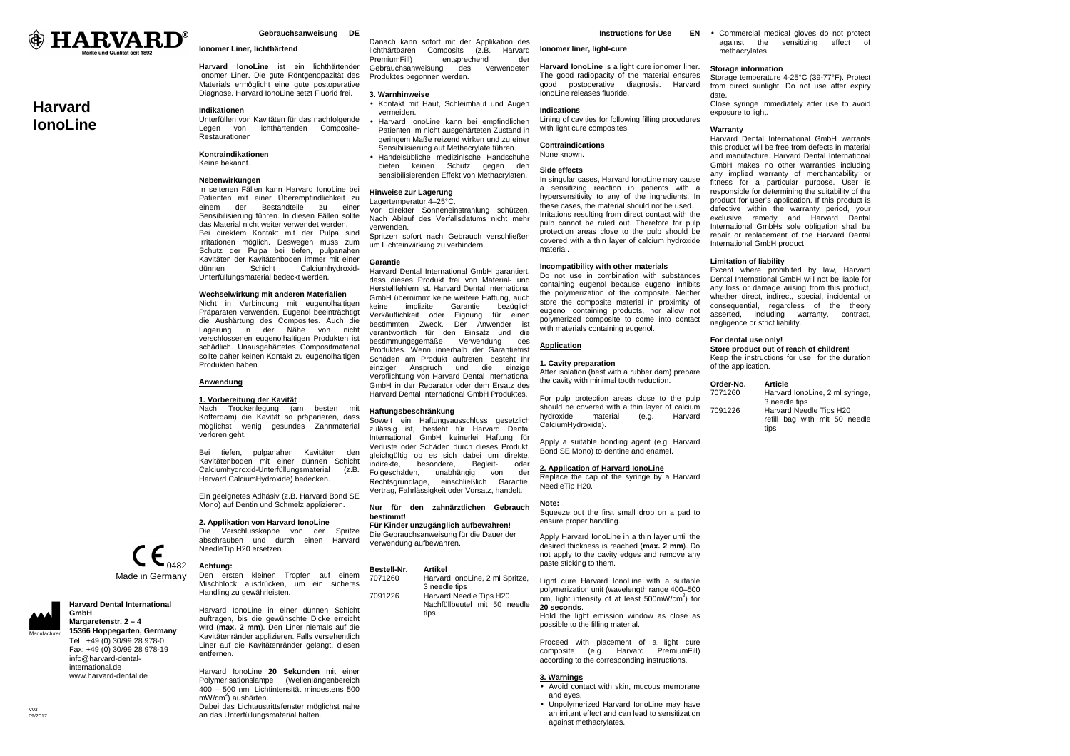HARVARD®
Marke und Qualität seit 1892

# Harvard IonoLine

CE 0482
Made in Germany

Manufacturer

**Harvard Dental International GmbH**
**Margaretenstr. 2 – 4**
**15366 Hoppegarten, Germany**
Tel: +49 (0) 30/99 28 978-0
Fax: +49 (0) 30/99 28 978-19
info@harvard-dental-international.de
www.harvard-dental.de

V03
09/2017

## Gebrauchsanweisung DE

### Ionomer Liner, lichthärtend

**Harvard IonoLine** ist ein lichthärtender Ionomer Liner. Die gute Röntgenopazität des Materials ermöglicht eine gute postoperative Diagnose. Harvard IonoLine setzt Fluorid frei.

### Indikationen

Unterfüllen von Kavitäten für das nachfolgende Legen von lichthärtenden Composite-Restaurationen

### Kontraindikationen

Keine bekannt.

### Nebenwirkungen

In seltenen Fällen kann Harvard IonoLine bei Patienten mit einer Überempfindlichkeit zu einem der Bestandteile zu einer Sensibilisierung führen. In diesen Fällen sollte das Material nicht weiter verwendet werden.
Bei direktem Kontakt mit der Pulpa sind Irritationen möglich. Deswegen muss zum Schutz der Pulpa bei tiefen, pulpanahen Kavitäten der Kavitätenboden immer mit einer dünnen Schicht Calciumhydroxid-Unterfüllungsmaterial bedeckt werden.

### Wechselwirkung mit anderen Materialien

Nicht in Verbindung mit eugenolhaltigen Präparaten verwenden. Eugenol beeinträchtigt die Aushärtung des Composites. Auch die Lagerung in der Nähe von nicht verschlossenen eugenolhaltigen Produkten ist schädlich. Unausgehärtetes Compositmaterial sollte daher keinen Kontakt zu eugenolhaltigen Produkten haben.

### Anwendung

**1. Vorbereitung der Kavität**
Nach Trockenlegung (am besten mit Kofferdam) die Kavität so präparieren, dass möglichst wenig gesundes Zahnmaterial verloren geht.

Bei tiefen, pulpanahen Kavitäten den Kavitätenboden mit einer dünnen Schicht Calciumhydroxid-Unterfüllungsmaterial (z.B. Harvard CalciumHydroxide) bedecken.

Ein geeignetes Adhäsiv (z.B. Harvard Bond SE Mono) auf Dentin und Schmelz applizieren.

**2. Applikation von Harvard IonoLine**
Die Verschlusskappe von der Spritze abschrauben und durch einen Harvard NeedleTip H20 ersetzen.

**Achtung:**
Den ersten kleinen Tropfen auf einem Mischblock ausdrücken, um ein sicheres Handling zu gewährleisten.

Harvard IonoLine in einer dünnen Schicht auftragen, bis die gewünschte Dicke erreicht wird (**max. 2 mm**). Den Liner niemals auf die Kavitätenränder applizieren. Falls versehentlich Liner auf die Kavitätenränder gelangt, diesen entfernen.

Harvard IonoLine **20 Sekunden** mit einer Polymerisationslampe (Wellenlängenbereich 400 – 500 nm, Lichtintensität mindestens 500 mW/cm$^2$) aushärten.
Dabei das Lichtaustrittsfenster möglichst nahe an das Unterfüllungsmaterial halten.

Danach kann sofort mit der Applikation des lichthärtbaren Composits (z.B. Harvard PremiumFill) entsprechend der Gebrauchsanweisung des verwendeten Produktes begonnen werden.

**3. Warnhinweise**

- Kontakt mit Haut, Schleimhaut und Augen vermeiden.
- Harvard IonoLine kann bei empfindlichen Patienten im nicht ausgehärteten Zustand in geringem Maße reizend wirken und zu einer Sensibilisierung auf Methacrylate führen.
- Handelsübliche medizinische Handschuhe bieten keinen Schutz gegen den sensibilisierenden Effekt von Methacrylaten.

### Hinweise zur Lagerung

Lagertemperatur 4–25°C.
Vor direkter Sonneneinstrahlung schützen.
Nach Ablauf des Verfallsdatums nicht mehr verwenden.
Spritzen sofort nach Gebrauch verschließen um Lichteinwirkung zu verhindern.

### Garantie

Harvard Dental International GmbH garantiert, dass dieses Produkt frei von Material- und Herstellfehlern ist. Harvard Dental International GmbH übernimmt keine weitere Haftung, auch keine implizite Garantie bezüglich Verkäuflichkeit oder Eignung für einen bestimmten Zweck. Der Anwender ist verantwortlich für den Einsatz und die bestimmungsgemäße Verwendung des Produktes. Wenn innerhalb der Garantiefrist Schäden am Produkt auftreten, besteht Ihr einziger Anspruch und die einzige Verpflichtung von Harvard Dental International GmbH in der Reparatur oder dem Ersatz des Harvard Dental International GmbH Produktes.

### Haftungsbeschränkung

Soweit ein Haftungsausschluss gesetzlich zulässig ist, besteht für Harvard Dental International GmbH keinerlei Haftung für Verluste oder Schäden durch dieses Produkt, gleichgültig ob es sich dabei um direkte, indirekte, besondere, Begleit- oder Folgeschäden, unabhängig von der Rechtsgrundlage, einschließlich Garantie, Vertrag, Fahrlässigkeit oder Vorsatz, handelt.

**Nur für den zahnärztlichen Gebrauch bestimmt!**
**Für Kinder unzugänglich aufbewahren!**
Die Gebrauchsanweisung für die Dauer der Verwendung aufbewahren.

| Bestell-Nr. | Artikel |
|---|---|
| 7071260 | Harvard IonoLine, 2 ml Spritze, 3 needle tips |
| 7091226 | Harvard Needle Tips H20 Nachfüllbeutel mit 50 needle tips |

## Instructions for Use EN

### Ionomer liner, light-cure

**Harvard IonoLine** is a light cure ionomer liner. The good radiopacity of the material ensures good postoperative diagnosis. Harvard IonoLine releases fluoride.

### Indications

Lining of cavities for following filling procedures with light cure composites.

### Contraindications

None known.

### Side effects

In singular cases, Harvard IonoLine may cause a sensitizing reaction in patients with a hypersensitivity to any of the ingredients. In these cases, the material should not be used. Irritations resulting from direct contact with the pulp cannot be ruled out. Therefore for pulp protection areas close to the pulp should be covered with a thin layer of calcium hydroxide material.

### Incompatibility with other materials

Do not use in combination with substances containing eugenol because eugenol inhibits the polymerization of the composite. Neither store the composite material in proximity of eugenol containing products, nor allow not polymerized composite to come into contact with materials containing eugenol.

### Application

**1. Cavity preparation**
After isolation (best with a rubber dam) prepare the cavity with minimal tooth reduction.

For pulp protection areas close to the pulp should be covered with a thin layer of calcium hydroxide material (e.g. Harvard CalciumHydroxide).

Apply a suitable bonding agent (e.g. Harvard Bond SE Mono) to dentine and enamel.

**2. Application of Harvard IonoLine**
Replace the cap of the syringe by a Harvard NeedleTip H20.

**Note:**
Squeeze out the first small drop on a pad to ensure proper handling.

Apply Harvard IonoLine in a thin layer until the desired thickness is reached (**max. 2 mm**). Do not apply to the cavity edges and remove any paste sticking to them.

Light cure Harvard IonoLine with a suitable polymerization unit (wavelength range 400–500 nm, light intensity of at least 500mW/cm$^2$) for **20 seconds**.
Hold the light emission window as close as possible to the filling material.

Proceed with placement of a light cure composite (e.g. Harvard PremiumFill) according to the corresponding instructions.

**3. Warnings**

- Avoid contact with skin, mucous membrane and eyes.
- Unpolymerized Harvard IonoLine may have an irritant effect and can lead to sensitization against methacrylates.
- Commercial medical gloves do not protect against the sensitizing effect of methacrylates.

### Storage information

Storage temperature 4-25°C (39-77°F). Protect from direct sunlight. Do not use after expiry date.
Close syringe immediately after use to avoid exposure to light.

### Warranty

Harvard Dental International GmbH warrants this product will be free from defects in material and manufacture. Harvard Dental International GmbH makes no other warranties including any implied warranty of merchantability or fitness for a particular purpose. User is responsible for determining the suitability of the product for user's application. If this product is defective within the warranty period, your exclusive remedy and Harvard Dental International GmbHs sole obligation shall be repair or replacement of the Harvard Dental International GmbH product.

### Limitation of liability

Except where prohibited by law, Harvard Dental International GmbH will not be liable for any loss or damage arising from this product, whether direct, indirect, special, incidental or consequential, regardless of the theory asserted, including warranty, contract, negligence or strict liability.

**For dental use only!**
**Store product out of reach of children!**
Keep the instructions for use for the duration of the application.

| Order-No. | Article |
|---|---|
| 7071260 | Harvard IonoLine, 2 ml syringe, 3 needle tips |
| 7091226 | Harvard Needle Tips H20 refill bag with mit 50 needle tips |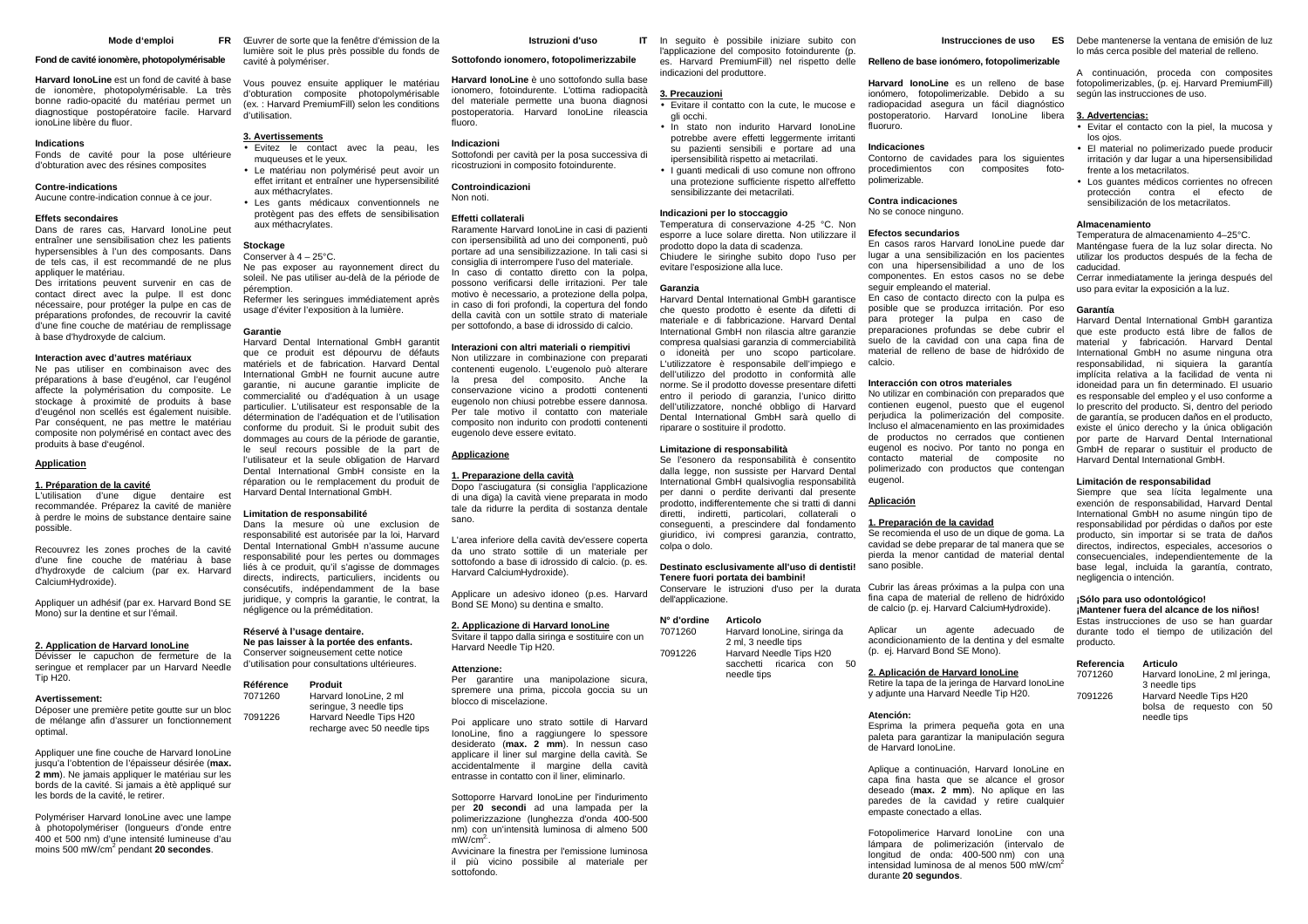## Mode d'emploi FR

**Fond de cavité ionomère, photopolymérisable**

**Harvard IonoLine** est un fond de cavité à base de ionomère, photopolymérisable. La très bonne radio-opacité du matériau permet un diagnostique postopératoire facile. Harvard IonoLine libère du fluor.

**Indications**

Fonds de cavité pour la pose ultérieure d'obturation avec des résines composites

**Contre-indications**

Aucune contre-indication connue à ce jour.

**Effets secondaires**

Dans de rares cas, Harvard IonoLine peut entraîner une sensibilisation chez les patients hypersensibles à l'un des composants. Dans de tels cas, il est recommandé de ne plus appliquer le matériau.

Des irritations peuvent survenir en cas de contact direct avec la pulpe. Il est donc nécessaire, pour protéger la pulpe en cas de préparations profondes, de recouvrir la cavité d'une fine couche de matériau de remplissage à base d'hydroxyde de calcium.

**Interaction avec d'autres matériaux**

Ne pas utiliser en combinaison avec des préparations à base d'eugénol, car l'eugénol affecte la polymérisation du composite. Le stockage à proximité de produits à base d'eugénol non scellés est également nuisible. Par conséquent, ne pas mettre le matériau composite non polymérisé en contact avec des produits à base d'eugénol.

**Application**

**1. Préparation de la cavité**

L'utilisation d'une digue dentaire est recommandée. Préparez la cavité de manière à perdre le moins de substance dentaire saine possible.

Recouvrez les zones proches de la cavité d'une fine couche de matériau à base d'hydroxyde de calcium (par ex. Harvard CalciumHydroxide).

Appliquer un adhésif (par ex. Harvard Bond SE Mono) sur la dentine et sur l'émail.

**2. Application de Harvard IonoLine**

Dévisser le capuchon de fermeture de la seringue et remplacer par un Harvard Needle Tip H20.

**Avertissement:**

Déposer une première petite goutte sur un bloc de mélange afin d'assurer un fonctionnement optimal.

Appliquer une fine couche de Harvard IonoLine jusqu'à l'obtention de l'épaisseur désirée (**max. 2 mm**). Ne jamais appliquer le matériau sur les bords de la cavité. Si jamais a èté appliqué sur les bords de la cavité, le retirer.

Polymériser Harvard IonoLine avec une lampe à photopolymériser (longueurs d'onde entre 400 et 500 nm) d'une intensité lumineuse d'au moins 500 mW/cm$^2$ pendant **20 secondes**.

Œuvrer de sorte que la fenêtre d'émission de la lumière soit le plus près possible du fonds de cavité à polymériser.

Vous pouvez ensuite appliquer le matériau d'obturation composite photopolymérisable (ex. : Harvard PremiumFill) selon les conditions d'utilisation.

**3. Avertissements**

- Evitez le contact avec la peau, les muqueuses et le yeux.
- Le matériau non polymérisé peut avoir un effet irritant et entraîner une hypersensibilité aux méthacrylates.
- Les gants médicaux conventionnels ne protègent pas des effets de sensibilisation aux méthacrylates.

**Stockage**

Conserver à 4 – 25°C.

Ne pas exposer au rayonnement direct du soleil. Ne pas utiliser au-delà de la période de péremption.

Refermer les seringues immédiatement après usage d'éviter l'exposition à la lumière.

**Garantie**

Harvard Dental International GmbH garantit que ce produit est dépourvu de défauts matériels et de fabrication. Harvard Dental International GmbH ne fournit aucune autre garantie, ni aucune garantie implicite de commercialité ou d'adéquation à un usage particulier. L'utilisateur est responsable de la détermination de l'adéquation et de l'utilisation conforme du produit. Si le produit subit des dommages au cours de la période de garantie, le seul recours possible de la part de l'utilisateur et la seule obligation de Harvard Dental International GmbH consiste en la réparation ou le remplacement du produit de Harvard Dental International GmbH.

**Limitation de responsabilité**

Dans la mesure où une exclusion de responsabilité est autorisée par la loi, Harvard Dental International GmbH n'assume aucune responsabilité pour les pertes ou dommages liés à ce produit, qu'il s'agisse de dommages directs, indirects, particuliers, incidents ou consécutifs, indépendamment de la base juridique, y compris la garantie, le contrat, la négligence ou la préméditation.

**Réservé à l'usage dentaire.**
**Ne pas laisser à la portée des enfants.**

Conserver soigneusement cette notice d'utilisation pour consultations ultérieures.

| Référence | Produit |
|---|---|
| 7071260 | Harvard IonoLine, 2 ml seringue, 3 needle tips |
| 7091226 | Harvard Needle Tips H20 recharge avec 50 needle tips |

## Istruzioni d'uso IT

**Sottofondo ionomero, fotopolimerizzabile**

**Harvard IonoLine** è uno sottofondo sulla base ionomero, fotoindurente. L'ottima radiopacità del materiale permette una buona diagnosi postoperatoria. Harvard IonoLine rileascia fluoro.

**Indicazioni**

Sottofondi per cavità per la posa successiva di ricostruzioni in composito fotoindurente.

**Controindicazioni**

Non noti.

**Effetti collaterali**

Raramente Harvard IonoLine in casi di pazienti con ipersensibilità ad uno dei componenti, può portare ad una sensibilizzazione. In tali casi si consiglia di interrompere l'uso del materiale.

In caso di contatto diretto con la polpa, possono verificarsi delle irritazioni. Per tale motivo è necessario, a protezione della polpa, in caso di fori profondi, la copertura del fondo della cavità con un sottile strato di materiale per sottofondo, a base di idrossido di calcio.

**Interazioni con altri materiali o riempitivi**

Non utilizzare in combinazione con preparati contenenti eugenolo. L'eugenolo può alterare la presa del composito. Anche la conservazione vicino a prodotti contenenti eugenolo non chiusi potrebbe essere dannosa. Per tale motivo il contatto con materiale composito non indurito con prodotti contenenti eugenolo deve essere evitato.

**Applicazione**

**1. Preparazione della cavità**

Dopo l'asciugatura (si consiglia l'applicazione di una diga) la cavità viene preparata in modo tale da ridurre la perdita di sostanza dentale sano.

L'area inferiore della cavità dev'essere coperta da uno strato sottile di un materiale per sottofondo a base di idrossido di calcio. (p. es. Harvard CalciumHydroxide).

Applicare un adesivo idoneo (p.es. Harvard Bond SE Mono) su dentina e smalto.

**2. Applicazione di Harvard IonoLine**

Svitare il tappo dalla siringa e sostituire con un Harvard Needle Tip H20.

**Attenzione:**

Per garantire una manipolazione sicura, spremere una prima, piccola goccia su un blocco di miscelazione.

Poi applicare uno strato sottile di Harvard IonoLine, fino a raggiungere lo spessore desiderato (**max. 2 mm**). In nessun caso applicare il liner sul margine della cavità. Se accidentalmente il margine della cavità entrasse in contatto con il liner, eliminarlo.

Sottoporre Harvard IonoLine per l'indurimento per **20 secondi** ad una lampada per la polimerizzazione (lunghezza d'onda 400-500 nm) con un'intensità luminosa di almeno 500 mW/cm$^2$.

Avvicinare la finestra per l'emissione luminosa il più vicino possibile al materiale per sottofondo.

In seguito è possibile iniziare subito con l'applicazione del composito fotoindurente (p. es. Harvard PremiumFill) nel rispetto delle indicazioni del produttore.

**3. Precauzioni**

- Evitare il contatto con la cute, le mucose e gli occhi.
- In stato non indurito Harvard IonoLine potrebbe avere effetti leggermente irritanti su pazienti sensibili e portare ad una ipersensibilità rispetto ai metacrilati.
- I guanti medicali di uso comune non offrono una protezione sufficiente rispetto all'effetto sensibilizzante dei metacrilati.

**Indicazioni per lo stoccaggio**

Temperatura di conservazione 4-25 °C. Non esporre a luce solare diretta. Non utilizzare il prodotto dopo la data di scadenza.

Chiudere le siringhe subito dopo l'uso per evitare l'esposizione alla luce.

**Garanzia**

Harvard Dental International GmbH garantisce che questo prodotto è esente da difetti di materiale e di fabbricazione. Harvard Dental International GmbH non rilascia altre garanzie compresa qualsiasi garanzia di commerciabilità o idoneità per uno scopo particolare. L'utilizzatore è responsabile dell'impiego e dell'utilizzo del prodotto in conformità alle norme. Se il prodotto dovesse presentare difetti entro il periodo di garanzia, l'unico diritto dell'utilizzatore, nonché obbligo di Harvard Dental International GmbH sarà quello di riparare o sostituire il prodotto.

**Limitazione di responsabilità**

Se l'esonero da responsabilità è consentito dalla legge, non sussiste per Harvard Dental International GmbH qualsivoglia responsabilità per danni o perdite derivanti dal presente prodotto, indifferentemente che si tratti di danni diretti, indiretti, particolari, collaterali o conseguenti, a prescindere dal fondamento giuridico, ivi compresi garanzia, contratto, colpa o dolo.

**Destinato esclusivamente all'uso di dentisti!**
**Tenere fuori portata dei bambini!**

Conservare le istruzioni d'uso per la durata dell'applicazione.

| N° d'ordine | Articolo |
|---|---|
| 7071260 | Harvard IonoLine, siringa da 2 ml, 3 needle tips |
| 7091226 | Harvard Needle Tips H20 sacchetti ricarica con 50 needle tips |

## Instrucciones de uso ES

**Relleno de base ionómero, fotopolimerizable**

**Harvard IonoLine** es un relleno de base ionómero, fotopolimerizable. Debido a su radiopacidad asegura un fácil diagnóstico postoperatorio. Harvard IonoLine libera fluoruro.

**Indicaciones**

Contorno de cavidades para los siguientes procedimientos con composites foto-polimerizable.

**Contra indicaciones**

No se conoce ninguno.

**Efectos secundarios**

En casos raros Harvard IonoLine puede dar lugar a una sensibilización en los pacientes con una hipersensibilidad a uno de los componentes. En estos casos no se debe seguir empleando el material.

En caso de contacto directo con la pulpa es posible que se produzca irritación. Por eso para proteger la pulpa en caso de preparaciones profundas se debe cubrir el suelo de la cavidad con una capa fina de material de relleno de base de hidróxido de calcio.

**Interacción con otros materiales**

No utilizar en combinación con preparados que contienen eugenol, puesto que el eugenol perjudica la polimerización del composite. Incluso el almacenamiento en las proximidades de productos no cerrados que contienen eugenol es nocivo. Por tanto no ponga en contacto material de composite no polimerizado con productos que contengan eugenol.

**Aplicación**

**1. Preparación de la cavidad**

Se recomienda el uso de un dique de goma. La cavidad se debe preparar de tal manera que se pierda la menor cantidad de material dental sano posible.

Cubrir las áreas próximas a la pulpa con una fina capa de material de relleno de hidróxido de calcio (p. ej. Harvard CalciumHydroxide).

Aplicar un agente adecuado de acondicionamiento de la dentina y del esmalte (p. ej. Harvard Bond SE Mono).

**2. Aplicación de Harvard IonoLine**

Retire la tapa de la jeringa de Harvard IonoLine y adjunte una Harvard Needle Tip H20.

**Atención:**

Esprima la primera pequeña gota en una paleta para garantizar la manipulación segura de Harvard IonoLine.

Aplique a continuación, Harvard IonoLine en capa fina hasta que se alcance el grosor deseado (**max. 2 mm**). No aplique en las paredes de la cavidad y retire cualquier empaste conectado a ellas.

Fotopolimerice Harvard IonoLine con una lámpara de polimerización (intervalo de longitud de onda: 400-500 nm) con una intensidad luminosa de al menos 500 mW/cm$^2$ durante **20 segundos**.

Debe mantenerse la ventana de emisión de luz lo más cerca posible del material de relleno.

A continuación, proceda con composites fotopolimerizables, (p. ej. Harvard PremiumFill) según las instrucciones de uso.

**3. Advertencias:**

- Evitar el contacto con la piel, la mucosa y los ojos.
- El material no polimerizado puede producir irritación y dar lugar a una hipersensibilidad frente a los metacrilatos.
- Los guantes médicos corrientes no ofrecen protección contra el efecto de sensibilización de los metacrilatos.

**Almacenamiento**

Temperatura de almacenamiento 4–25°C.

Manténgase fuera de la luz solar directa. No utilizar los productos después de la fecha de caducidad.

Cerrar inmediatamente la jeringa después del uso para evitar la exposición a la luz.

**Garantía**

Harvard Dental International GmbH garantiza que este producto está libre de fallos de material y fabricación. Harvard Dental International GmbH no asume ninguna otra responsabilidad, ni siquiera la garantía implícita relativa a la facilidad de venta ni idoneidad para un fin determinado. El usuario es responsable del empleo y el uso conforme a lo prescrito del producto. Si, dentro del periodo de garantía, se producen daños en el producto, existe el único derecho y la única obligación por parte de Harvard Dental International GmbH de reparar o sustituir el producto de Harvard Dental International GmbH.

**Limitación de responsabilidad**

Siempre que sea lícita legalmente una exención de responsabilidad, Harvard Dental International GmbH no asume ningún tipo de responsabilidad por pérdidas o daños por este producto, sin importar si se trata de daños directos, indirectos, especiales, accesorios o consecuenciales, independientemente de la base legal, incluida la garantía, contrato, negligencia o intención.

**¡Sólo para uso odontológico!**
**¡Mantener fuera del alcance de los niños!**

Estas instrucciones de uso se han guardar durante todo el tiempo de utilización del producto.

| Referencia | Artículo |
|---|---|
| 7071260 | Harvard IonoLine, 2 ml jeringa, 3 needle tips |
| 7091226 | Harvard Needle Tips H20 bolsa de requesto con 50 needle tips |